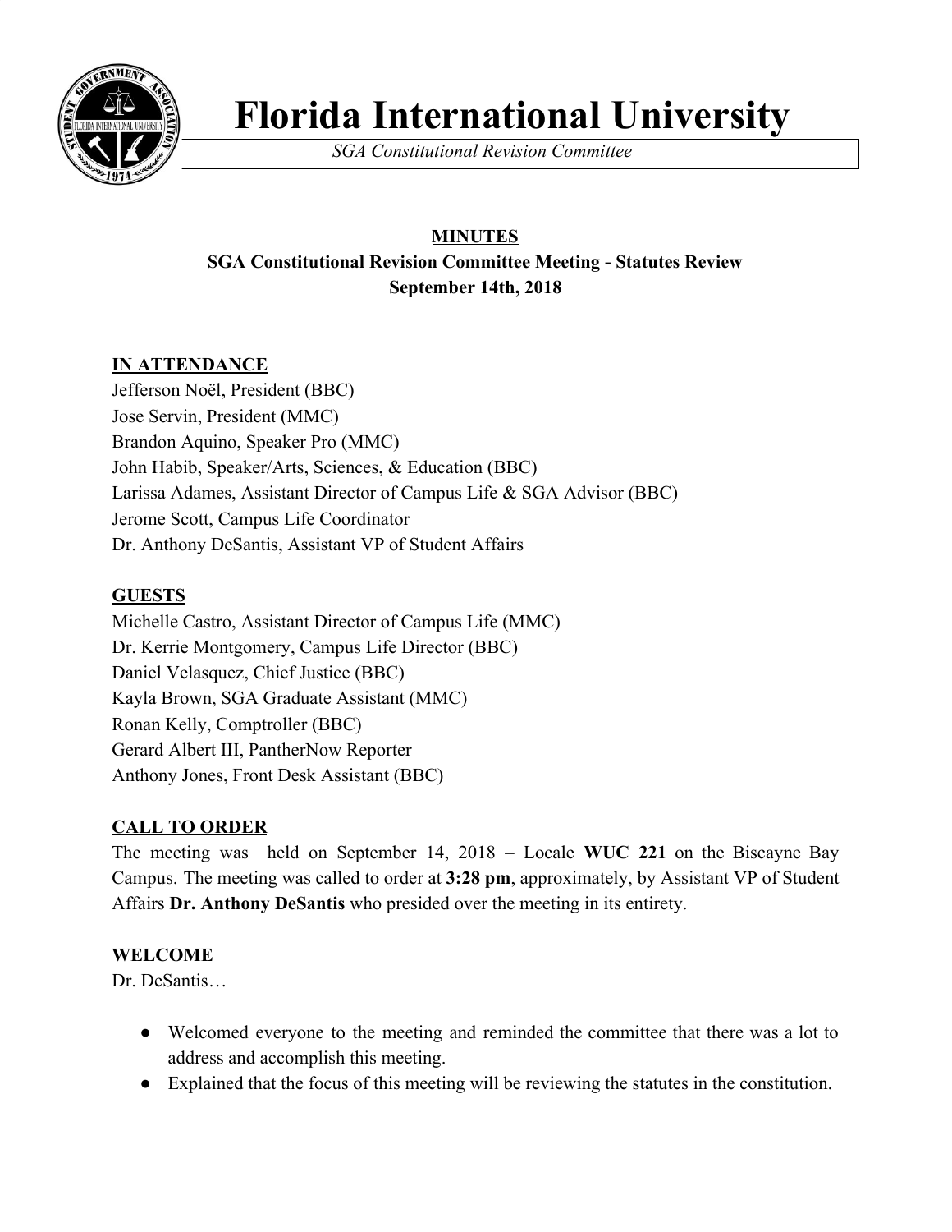# Florida International University

*SGA Constitutional Revision Committee*

**MINUTES**

**SGA Constitutional Revision Committee Meeting - Statutes Review**

**September 14th, 2018**

## IN ATTENDANCE

Jefferson Noël, President (BBC)
Jose Servin, President (MMC)
Brandon Aquino, Speaker Pro (MMC)
John Habib, Speaker/Arts, Sciences, & Education (BBC)
Larissa Adames, Assistant Director of Campus Life & SGA Advisor (BBC)
Jerome Scott, Campus Life Coordinator
Dr. Anthony DeSantis, Assistant VP of Student Affairs

## GUESTS

Michelle Castro, Assistant Director of Campus Life (MMC)
Dr. Kerrie Montgomery, Campus Life Director (BBC)
Daniel Velasquez, Chief Justice (BBC)
Kayla Brown, SGA Graduate Assistant (MMC)
Ronan Kelly, Comptroller (BBC)
Gerard Albert III, PantherNow Reporter
Anthony Jones, Front Desk Assistant (BBC)

## CALL TO ORDER

The meeting was held on September 14, 2018 – Locale **WUC 221** on the Biscayne Bay Campus. The meeting was called to order at **3:28 pm**, approximately, by Assistant VP of Student Affairs **Dr. Anthony DeSantis** who presided over the meeting in its entirety.

## WELCOME

Dr. DeSantis…

- Welcomed everyone to the meeting and reminded the committee that there was a lot to address and accomplish this meeting.
- Explained that the focus of this meeting will be reviewing the statutes in the constitution.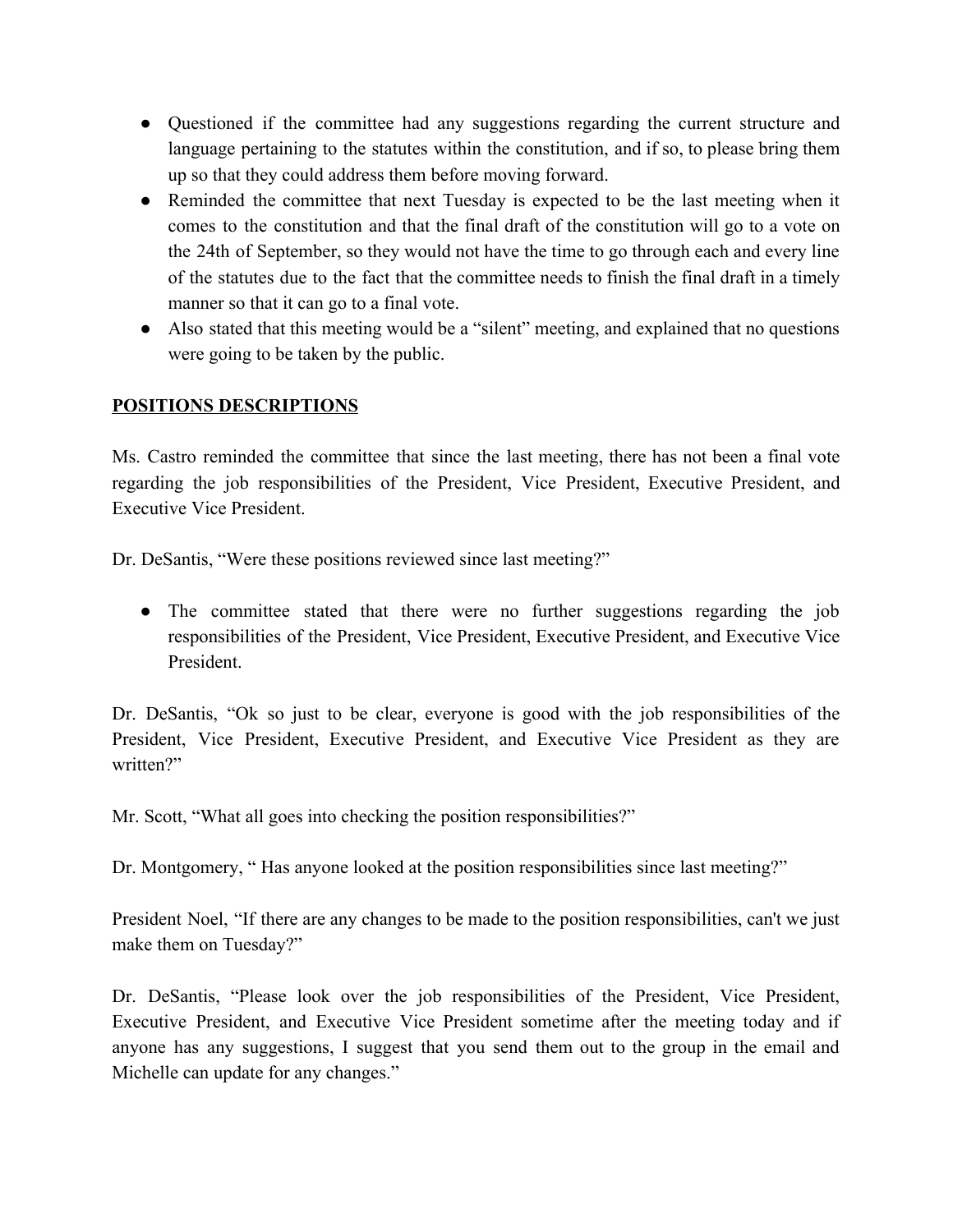- Questioned if the committee had any suggestions regarding the current structure and language pertaining to the statutes within the constitution, and if so, to please bring them up so that they could address them before moving forward.
- Reminded the committee that next Tuesday is expected to be the last meeting when it comes to the constitution and that the final draft of the constitution will go to a vote on the 24th of September, so they would not have the time to go through each and every line of the statutes due to the fact that the committee needs to finish the final draft in a timely manner so that it can go to a final vote.
- Also stated that this meeting would be a "silent" meeting, and explained that no questions were going to be taken by the public.

**POSITIONS DESCRIPTIONS**

Ms. Castro reminded the committee that since the last meeting, there has not been a final vote regarding the job responsibilities of the President, Vice President, Executive President, and Executive Vice President.

Dr. DeSantis, "Were these positions reviewed since last meeting?"

- The committee stated that there were no further suggestions regarding the job responsibilities of the President, Vice President, Executive President, and Executive Vice President.

Dr. DeSantis, "Ok so just to be clear, everyone is good with the job responsibilities of the President, Vice President, Executive President, and Executive Vice President as they are written?"

Mr. Scott, "What all goes into checking the position responsibilities?"

Dr. Montgomery, " Has anyone looked at the position responsibilities since last meeting?"

President Noel, "If there are any changes to be made to the position responsibilities, can't we just make them on Tuesday?"

Dr. DeSantis, "Please look over the job responsibilities of the President, Vice President, Executive President, and Executive Vice President sometime after the meeting today and if anyone has any suggestions, I suggest that you send them out to the group in the email and Michelle can update for any changes."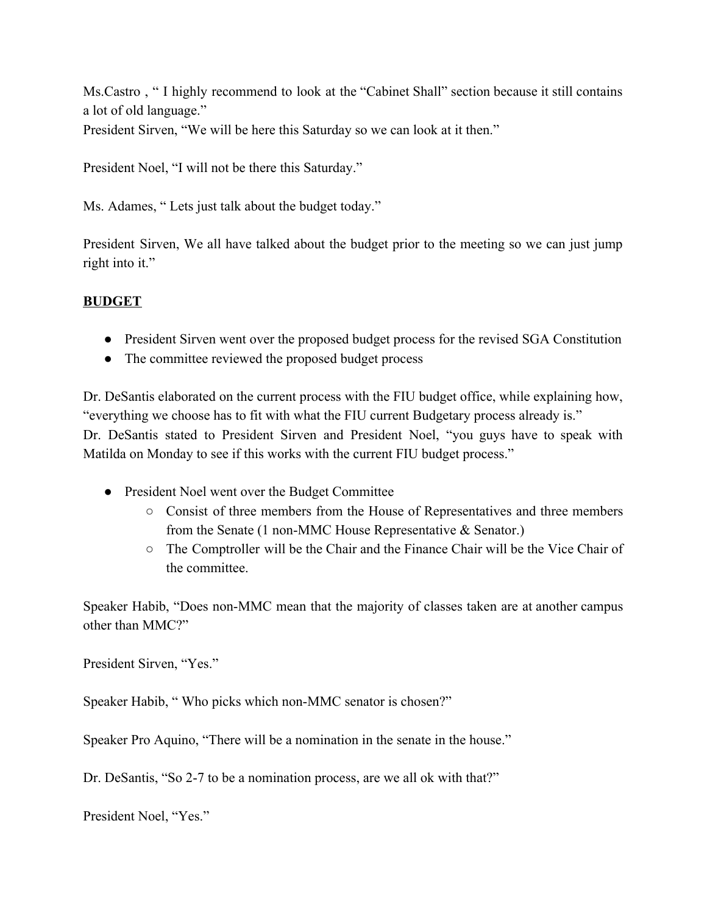Ms.Castro , " I highly recommend to look at the "Cabinet Shall" section because it still contains a lot of old language."
President Sirven, "We will be here this Saturday so we can look at it then."

President Noel, "I will not be there this Saturday."

Ms. Adames, " Lets just talk about the budget today."

President Sirven, We all have talked about the budget prior to the meeting so we can just jump right into it."

**BUDGET**

- President Sirven went over the proposed budget process for the revised SGA Constitution
- The committee reviewed the proposed budget process

Dr. DeSantis elaborated on the current process with the FIU budget office, while explaining how, "everything we choose has to fit with what the FIU current Budgetary process already is."
Dr. DeSantis stated to President Sirven and President Noel, "you guys have to speak with Matilda on Monday to see if this works with the current FIU budget process."

- President Noel went over the Budget Committee
  - Consist of three members from the House of Representatives and three members from the Senate (1 non-MMC House Representative & Senator.)
  - The Comptroller will be the Chair and the Finance Chair will be the Vice Chair of the committee.

Speaker Habib, "Does non-MMC mean that the majority of classes taken are at another campus other than MMC?"

President Sirven, "Yes."

Speaker Habib, " Who picks which non-MMC senator is chosen?"

Speaker Pro Aquino, "There will be a nomination in the senate in the house."

Dr. DeSantis, "So 2-7 to be a nomination process, are we all ok with that?"

President Noel, "Yes."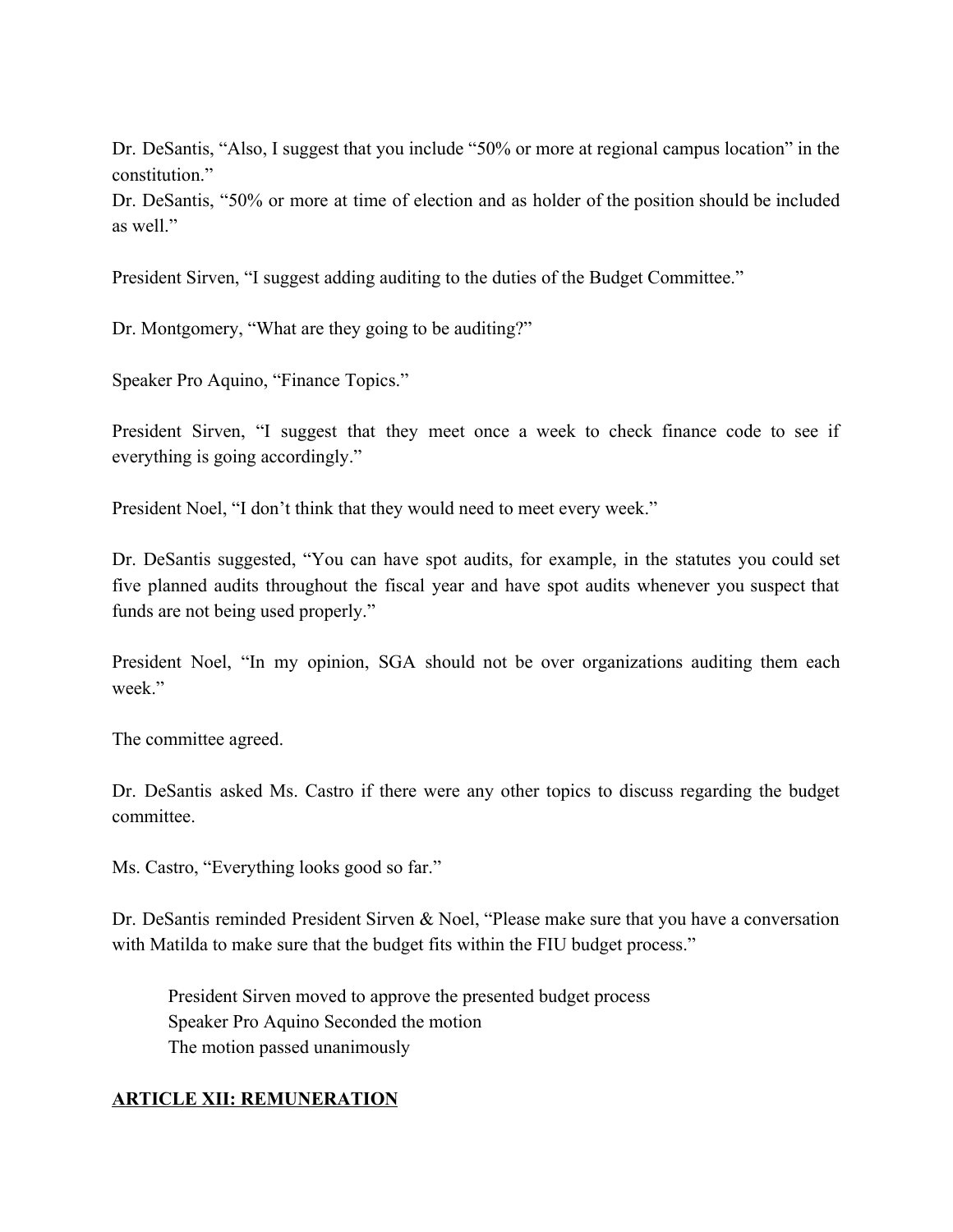Dr. DeSantis, "Also, I suggest that you include "50% or more at regional campus location" in the constitution."

Dr. DeSantis, "50% or more at time of election and as holder of the position should be included as well."

President Sirven, "I suggest adding auditing to the duties of the Budget Committee."

Dr. Montgomery, "What are they going to be auditing?"

Speaker Pro Aquino, "Finance Topics."

President Sirven, "I suggest that they meet once a week to check finance code to see if everything is going accordingly."

President Noel, "I don't think that they would need to meet every week."

Dr. DeSantis suggested, "You can have spot audits, for example, in the statutes you could set five planned audits throughout the fiscal year and have spot audits whenever you suspect that funds are not being used properly."

President Noel, "In my opinion, SGA should not be over organizations auditing them each week."

The committee agreed.

Dr. DeSantis asked Ms. Castro if there were any other topics to discuss regarding the budget committee.

Ms. Castro, "Everything looks good so far."

Dr. DeSantis reminded President Sirven & Noel, "Please make sure that you have a conversation with Matilda to make sure that the budget fits within the FIU budget process."

> President Sirven moved to approve the presented budget process
> Speaker Pro Aquino Seconded the motion
> The motion passed unanimously

## ARTICLE XII: REMUNERATION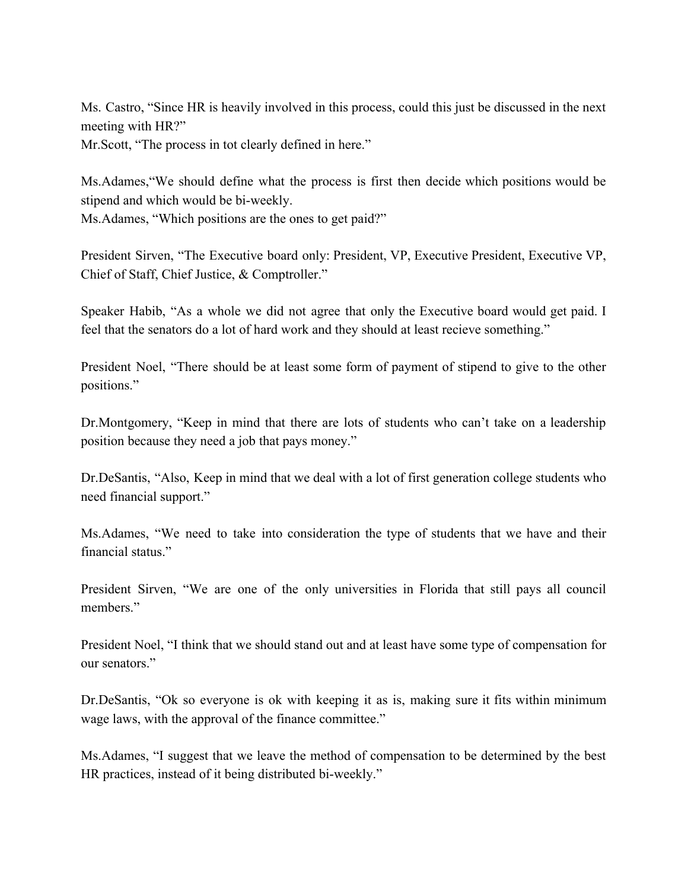Ms. Castro, "Since HR is heavily involved in this process, could this just be discussed in the next meeting with HR?"
Mr.Scott, "The process in tot clearly defined in here."

Ms.Adames,"We should define what the process is first then decide which positions would be stipend and which would be bi-weekly.
Ms.Adames, "Which positions are the ones to get paid?"

President Sirven, "The Executive board only: President, VP, Executive President, Executive VP, Chief of Staff, Chief Justice, & Comptroller."

Speaker Habib, "As a whole we did not agree that only the Executive board would get paid. I feel that the senators do a lot of hard work and they should at least recieve something."

President Noel, "There should be at least some form of payment of stipend to give to the other positions."

Dr.Montgomery, "Keep in mind that there are lots of students who can't take on a leadership position because they need a job that pays money."

Dr.DeSantis, "Also, Keep in mind that we deal with a lot of first generation college students who need financial support."

Ms.Adames, "We need to take into consideration the type of students that we have and their financial status."

President Sirven, "We are one of the only universities in Florida that still pays all council members."

President Noel, "I think that we should stand out and at least have some type of compensation for our senators."

Dr.DeSantis, "Ok so everyone is ok with keeping it as is, making sure it fits within minimum wage laws, with the approval of the finance committee."

Ms.Adames, "I suggest that we leave the method of compensation to be determined by the best HR practices, instead of it being distributed bi-weekly."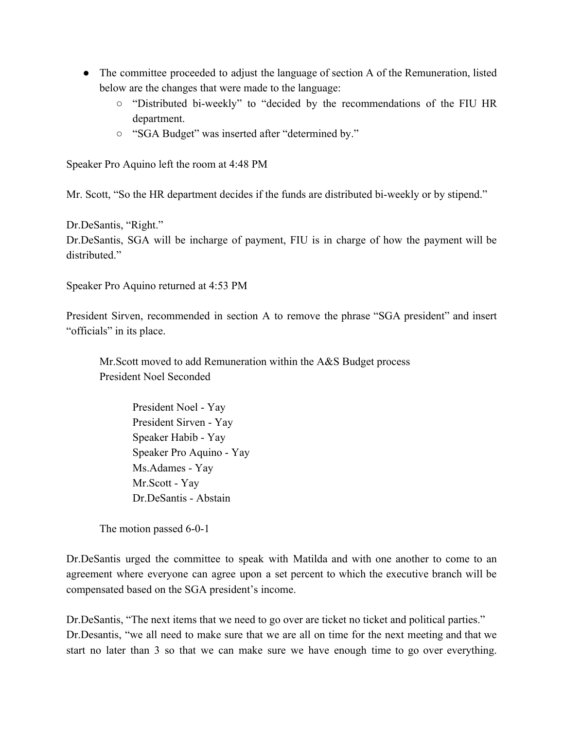- The committee proceeded to adjust the language of section A of the Remuneration, listed below are the changes that were made to the language:
  - "Distributed bi-weekly" to "decided by the recommendations of the FIU HR department.
  - "SGA Budget" was inserted after "determined by."

Speaker Pro Aquino left the room at 4:48 PM

Mr. Scott, "So the HR department decides if the funds are distributed bi-weekly or by stipend."

Dr.DeSantis, "Right."
Dr.DeSantis, SGA will be incharge of payment, FIU is in charge of how the payment will be distributed."

Speaker Pro Aquino returned at 4:53 PM

President Sirven, recommended in section A to remove the phrase "SGA president" and insert "officials" in its place.

> Mr.Scott moved to add Remuneration within the A&S Budget process
> President Noel Seconded
>
> > President Noel - Yay
> > President Sirven - Yay
> > Speaker Habib - Yay
> > Speaker Pro Aquino - Yay
> > Ms.Adames - Yay
> > Mr.Scott - Yay
> > Dr.DeSantis - Abstain
>
> The motion passed 6-0-1

Dr.DeSantis urged the committee to speak with Matilda and with one another to come to an agreement where everyone can agree upon a set percent to which the executive branch will be compensated based on the SGA president's income.

Dr.DeSantis, "The next items that we need to go over are ticket no ticket and political parties."
Dr.Desantis, "we all need to make sure that we are all on time for the next meeting and that we start no later than 3 so that we can make sure we have enough time to go over everything.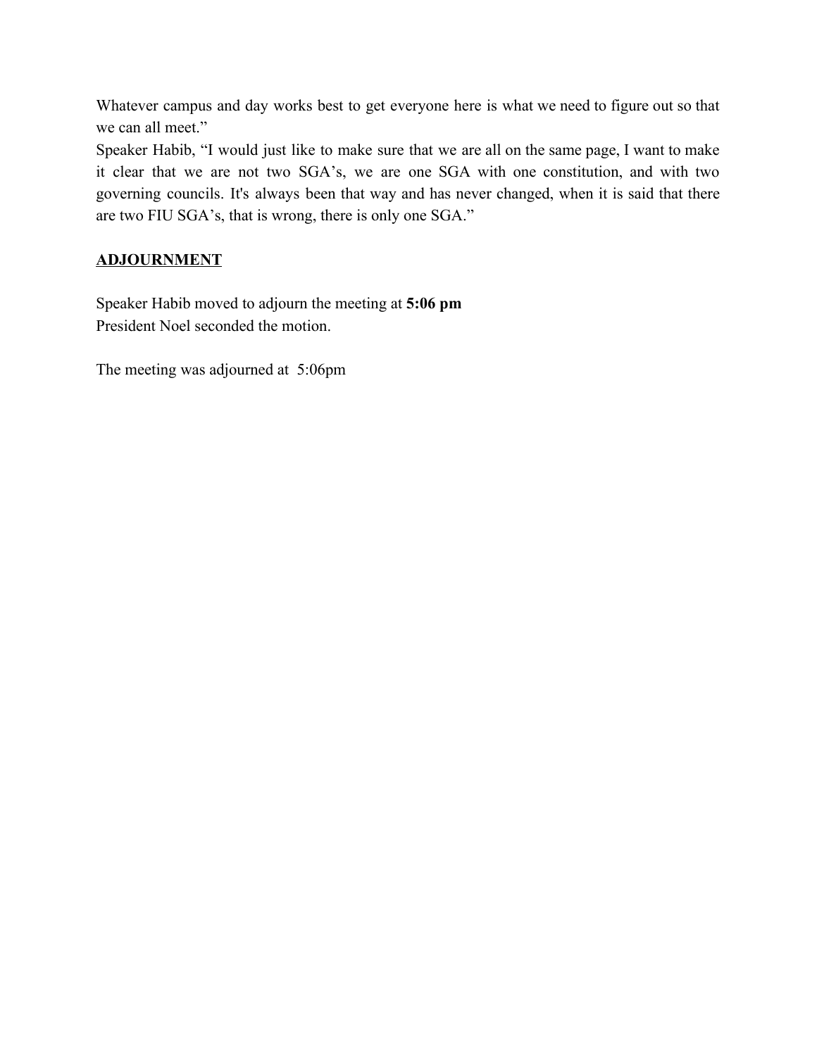Whatever campus and day works best to get everyone here is what we need to figure out so that we can all meet."

Speaker Habib, "I would just like to make sure that we are all on the same page, I want to make it clear that we are not two SGA's, we are one SGA with one constitution, and with two governing councils. It's always been that way and has never changed, when it is said that there are two FIU SGA's, that is wrong, there is only one SGA."

## ADJOURNMENT

Speaker Habib moved to adjourn the meeting at **5:06 pm**
President Noel seconded the motion.

The meeting was adjourned at 5:06pm